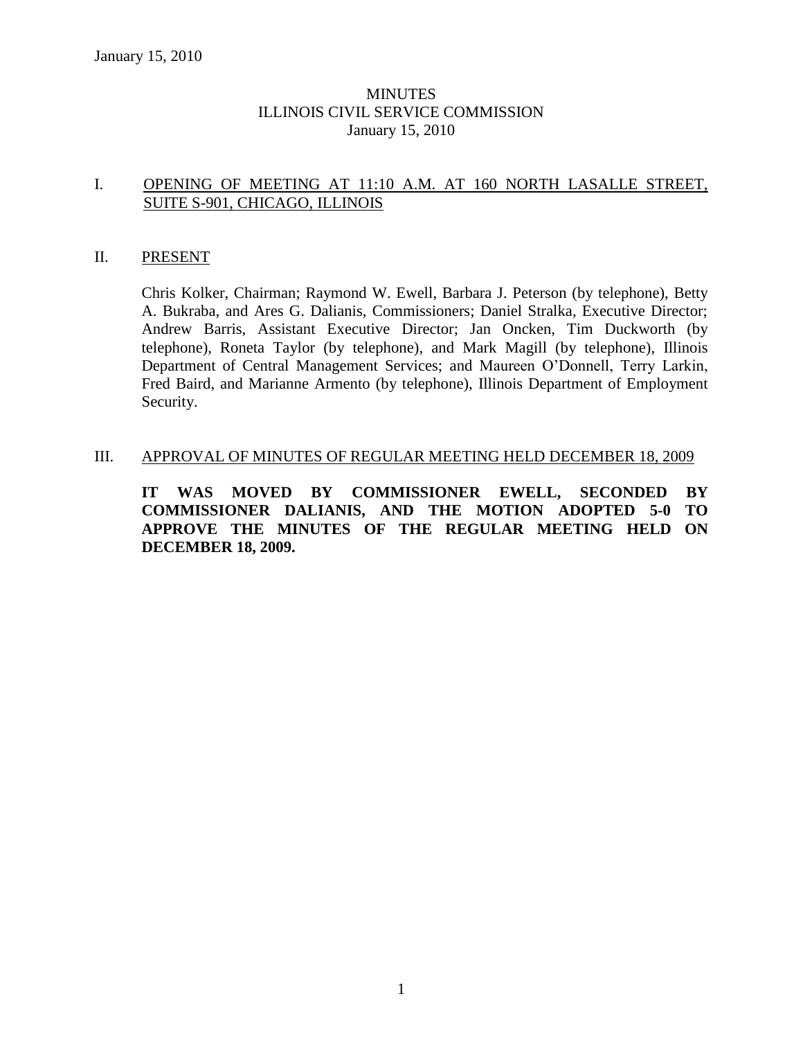# MINUTES
# ILLINOIS CIVIL SERVICE COMMISSION
# January 15, 2010

## I. OPENING OF MEETING AT 11:10 A.M. AT 160 NORTH LASALLE STREET, SUITE S-901, CHICAGO, ILLINOIS

## II. PRESENT

Chris Kolker, Chairman; Raymond W. Ewell, Barbara J. Peterson (by telephone), Betty A. Bukraba, and Ares G. Dalianis, Commissioners; Daniel Stralka, Executive Director; Andrew Barris, Assistant Executive Director; Jan Oncken, Tim Duckworth (by telephone), Roneta Taylor (by telephone), and Mark Magill (by telephone), Illinois Department of Central Management Services; and Maureen O'Donnell, Terry Larkin, Fred Baird, and Marianne Armento (by telephone), Illinois Department of Employment Security.

## III. APPROVAL OF MINUTES OF REGULAR MEETING HELD DECEMBER 18, 2009

**IT WAS MOVED BY COMMISSIONER EWELL, SECONDED BY COMMISSIONER DALIANIS, AND THE MOTION ADOPTED 5-0 TO APPROVE THE MINUTES OF THE REGULAR MEETING HELD ON DECEMBER 18, 2009.**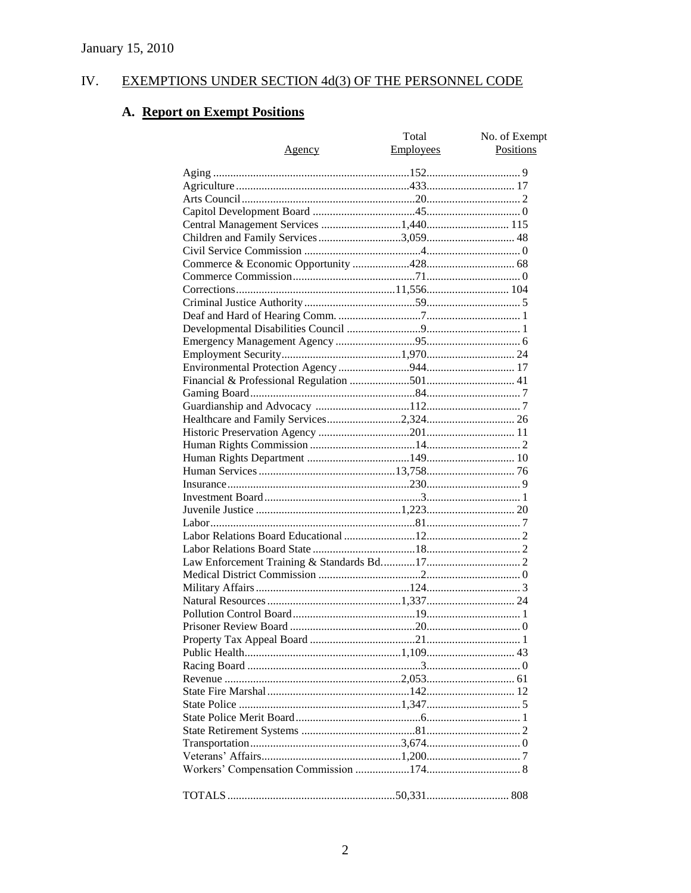January 15, 2010

## IV. EXEMPTIONS UNDER SECTION 4d(3) OF THE PERSONNEL CODE

### A. Report on Exempt Positions

| Agency | Total Employees | No. of Exempt Positions |
|---|---|---|
| Aging | 152 | 9 |
| Agriculture | 433 | 17 |
| Arts Council | 20 | 2 |
| Capitol Development Board | 45 | 0 |
| Central Management Services | 1,440 | 115 |
| Children and Family Services | 3,059 | 48 |
| Civil Service Commission | 4 | 0 |
| Commerce & Economic Opportunity | 428 | 68 |
| Commerce Commission | 71 | 0 |
| Corrections | 11,556 | 104 |
| Criminal Justice Authority | 59 | 5 |
| Deaf and Hard of Hearing Comm. | 7 | 1 |
| Developmental Disabilities Council | 9 | 1 |
| Emergency Management Agency | 95 | 6 |
| Employment Security | 1,970 | 24 |
| Environmental Protection Agency | 944 | 17 |
| Financial & Professional Regulation | 501 | 41 |
| Gaming Board | 84 | 7 |
| Guardianship and Advocacy | 112 | 7 |
| Healthcare and Family Services | 2,324 | 26 |
| Historic Preservation Agency | 201 | 11 |
| Human Rights Commission | 14 | 2 |
| Human Rights Department | 149 | 10 |
| Human Services | 13,758 | 76 |
| Insurance | 230 | 9 |
| Investment Board | 3 | 1 |
| Juvenile Justice | 1,223 | 20 |
| Labor | 81 | 7 |
| Labor Relations Board Educational | 12 | 2 |
| Labor Relations Board State | 18 | 2 |
| Law Enforcement Training & Standards Bd. | 17 | 2 |
| Medical District Commission | 2 | 0 |
| Military Affairs | 124 | 3 |
| Natural Resources | 1,337 | 24 |
| Pollution Control Board | 19 | 1 |
| Prisoner Review Board | 20 | 0 |
| Property Tax Appeal Board | 21 | 1 |
| Public Health | 1,109 | 43 |
| Racing Board | 3 | 0 |
| Revenue | 2,053 | 61 |
| State Fire Marshal | 142 | 12 |
| State Police | 1,347 | 5 |
| State Police Merit Board | 6 | 1 |
| State Retirement Systems | 81 | 2 |
| Transportation | 3,674 | 0 |
| Veterans' Affairs | 1,200 | 7 |
| Workers' Compensation Commission | 174 | 8 |
| TOTALS | 50,331 | 808 |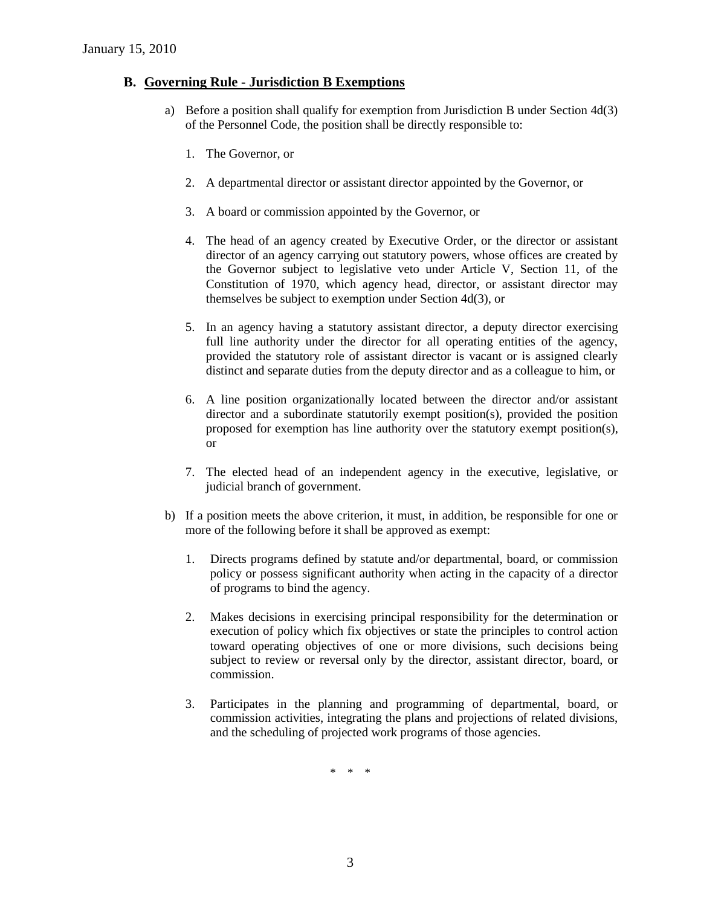January 15, 2010

## B. Governing Rule - Jurisdiction B Exemptions

a) Before a position shall qualify for exemption from Jurisdiction B under Section 4d(3) of the Personnel Code, the position shall be directly responsible to:

1. The Governor, or

2. A departmental director or assistant director appointed by the Governor, or

3. A board or commission appointed by the Governor, or

4. The head of an agency created by Executive Order, or the director or assistant director of an agency carrying out statutory powers, whose offices are created by the Governor subject to legislative veto under Article V, Section 11, of the Constitution of 1970, which agency head, director, or assistant director may themselves be subject to exemption under Section 4d(3), or

5. In an agency having a statutory assistant director, a deputy director exercising full line authority under the director for all operating entities of the agency, provided the statutory role of assistant director is vacant or is assigned clearly distinct and separate duties from the deputy director and as a colleague to him, or

6. A line position organizationally located between the director and/or assistant director and a subordinate statutorily exempt position(s), provided the position proposed for exemption has line authority over the statutory exempt position(s), or

7. The elected head of an independent agency in the executive, legislative, or judicial branch of government.

b) If a position meets the above criterion, it must, in addition, be responsible for one or more of the following before it shall be approved as exempt:

1. Directs programs defined by statute and/or departmental, board, or commission policy or possess significant authority when acting in the capacity of a director of programs to bind the agency.

2. Makes decisions in exercising principal responsibility for the determination or execution of policy which fix objectives or state the principles to control action toward operating objectives of one or more divisions, such decisions being subject to review or reversal only by the director, assistant director, board, or commission.

3. Participates in the planning and programming of departmental, board, or commission activities, integrating the plans and projections of related divisions, and the scheduling of projected work programs of those agencies.

\* \* \*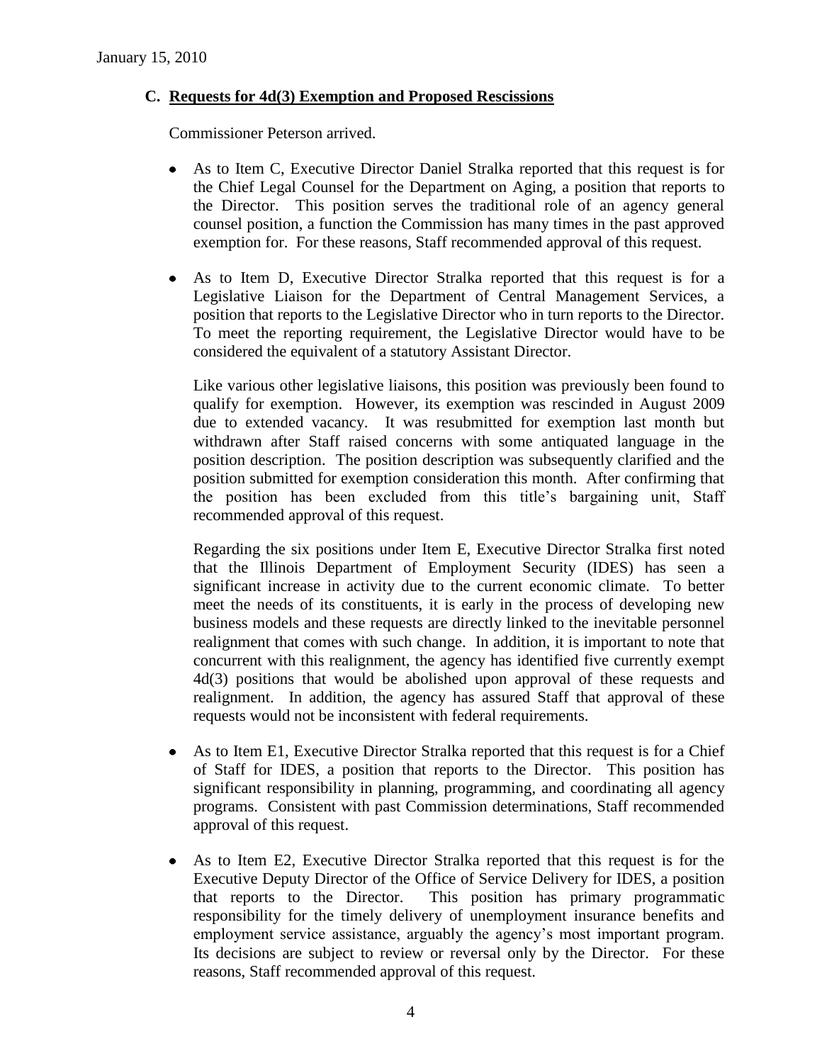January 15, 2010

## C. Requests for 4d(3) Exemption and Proposed Rescissions

Commissioner Peterson arrived.

- As to Item C, Executive Director Daniel Stralka reported that this request is for the Chief Legal Counsel for the Department on Aging, a position that reports to the Director. This position serves the traditional role of an agency general counsel position, a function the Commission has many times in the past approved exemption for. For these reasons, Staff recommended approval of this request.

- As to Item D, Executive Director Stralka reported that this request is for a Legislative Liaison for the Department of Central Management Services, a position that reports to the Legislative Director who in turn reports to the Director. To meet the reporting requirement, the Legislative Director would have to be considered the equivalent of a statutory Assistant Director.

  Like various other legislative liaisons, this position was previously been found to qualify for exemption. However, its exemption was rescinded in August 2009 due to extended vacancy. It was resubmitted for exemption last month but withdrawn after Staff raised concerns with some antiquated language in the position description. The position description was subsequently clarified and the position submitted for exemption consideration this month. After confirming that the position has been excluded from this title's bargaining unit, Staff recommended approval of this request.

  Regarding the six positions under Item E, Executive Director Stralka first noted that the Illinois Department of Employment Security (IDES) has seen a significant increase in activity due to the current economic climate. To better meet the needs of its constituents, it is early in the process of developing new business models and these requests are directly linked to the inevitable personnel realignment that comes with such change. In addition, it is important to note that concurrent with this realignment, the agency has identified five currently exempt 4d(3) positions that would be abolished upon approval of these requests and realignment. In addition, the agency has assured Staff that approval of these requests would not be inconsistent with federal requirements.

- As to Item E1, Executive Director Stralka reported that this request is for a Chief of Staff for IDES, a position that reports to the Director. This position has significant responsibility in planning, programming, and coordinating all agency programs. Consistent with past Commission determinations, Staff recommended approval of this request.

- As to Item E2, Executive Director Stralka reported that this request is for the Executive Deputy Director of the Office of Service Delivery for IDES, a position that reports to the Director. This position has primary programmatic responsibility for the timely delivery of unemployment insurance benefits and employment service assistance, arguably the agency's most important program. Its decisions are subject to review or reversal only by the Director. For these reasons, Staff recommended approval of this request.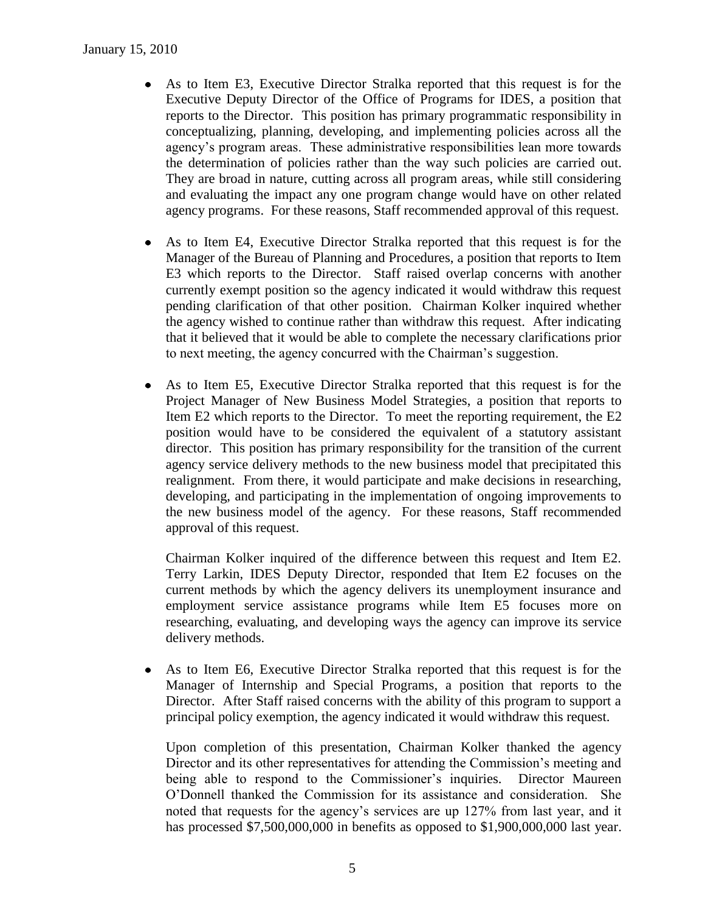- As to Item E3, Executive Director Stralka reported that this request is for the Executive Deputy Director of the Office of Programs for IDES, a position that reports to the Director. This position has primary programmatic responsibility in conceptualizing, planning, developing, and implementing policies across all the agency's program areas. These administrative responsibilities lean more towards the determination of policies rather than the way such policies are carried out. They are broad in nature, cutting across all program areas, while still considering and evaluating the impact any one program change would have on other related agency programs. For these reasons, Staff recommended approval of this request.

- As to Item E4, Executive Director Stralka reported that this request is for the Manager of the Bureau of Planning and Procedures, a position that reports to Item E3 which reports to the Director. Staff raised overlap concerns with another currently exempt position so the agency indicated it would withdraw this request pending clarification of that other position. Chairman Kolker inquired whether the agency wished to continue rather than withdraw this request. After indicating that it believed that it would be able to complete the necessary clarifications prior to next meeting, the agency concurred with the Chairman's suggestion.

- As to Item E5, Executive Director Stralka reported that this request is for the Project Manager of New Business Model Strategies, a position that reports to Item E2 which reports to the Director. To meet the reporting requirement, the E2 position would have to be considered the equivalent of a statutory assistant director. This position has primary responsibility for the transition of the current agency service delivery methods to the new business model that precipitated this realignment. From there, it would participate and make decisions in researching, developing, and participating in the implementation of ongoing improvements to the new business model of the agency. For these reasons, Staff recommended approval of this request.

  Chairman Kolker inquired of the difference between this request and Item E2. Terry Larkin, IDES Deputy Director, responded that Item E2 focuses on the current methods by which the agency delivers its unemployment insurance and employment service assistance programs while Item E5 focuses more on researching, evaluating, and developing ways the agency can improve its service delivery methods.

- As to Item E6, Executive Director Stralka reported that this request is for the Manager of Internship and Special Programs, a position that reports to the Director. After Staff raised concerns with the ability of this program to support a principal policy exemption, the agency indicated it would withdraw this request.

  Upon completion of this presentation, Chairman Kolker thanked the agency Director and its other representatives for attending the Commission's meeting and being able to respond to the Commissioner's inquiries. Director Maureen O'Donnell thanked the Commission for its assistance and consideration. She noted that requests for the agency's services are up 127% from last year, and it has processed $7,500,000,000 in benefits as opposed to $1,900,000,000 last year.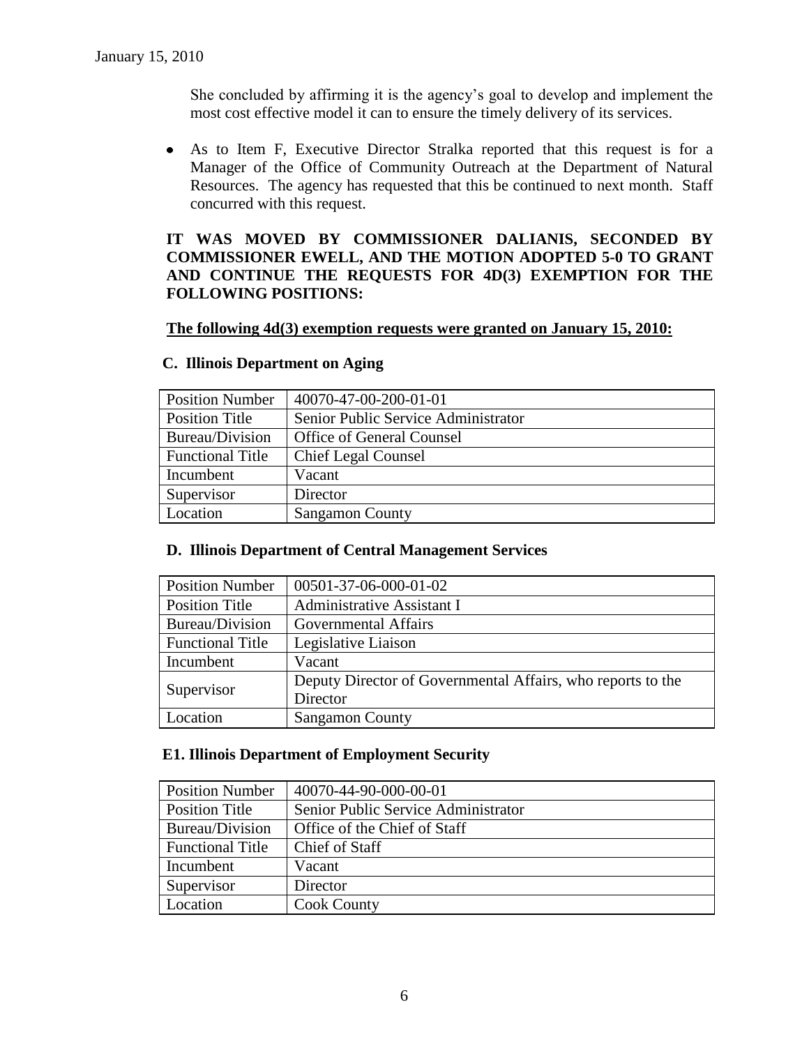She concluded by affirming it is the agency's goal to develop and implement the most cost effective model it can to ensure the timely delivery of its services.

- As to Item F, Executive Director Stralka reported that this request is for a Manager of the Office of Community Outreach at the Department of Natural Resources. The agency has requested that this be continued to next month. Staff concurred with this request.

**IT WAS MOVED BY COMMISSIONER DALIANIS, SECONDED BY COMMISSIONER EWELL, AND THE MOTION ADOPTED 5-0 TO GRANT AND CONTINUE THE REQUESTS FOR 4D(3) EXEMPTION FOR THE FOLLOWING POSITIONS:**

**The following 4d(3) exemption requests were granted on January 15, 2010:**

**C. Illinois Department on Aging**

| Position Number | 40070-47-00-200-01-01 |
|---|---|
| Position Title | Senior Public Service Administrator |
| Bureau/Division | Office of General Counsel |
| Functional Title | Chief Legal Counsel |
| Incumbent | Vacant |
| Supervisor | Director |
| Location | Sangamon County |

**D. Illinois Department of Central Management Services**

| Position Number | 00501-37-06-000-01-02 |
|---|---|
| Position Title | Administrative Assistant I |
| Bureau/Division | Governmental Affairs |
| Functional Title | Legislative Liaison |
| Incumbent | Vacant |
| Supervisor | Deputy Director of Governmental Affairs, who reports to the Director |
| Location | Sangamon County |

**E1. Illinois Department of Employment Security**

| Position Number | 40070-44-90-000-00-01 |
|---|---|
| Position Title | Senior Public Service Administrator |
| Bureau/Division | Office of the Chief of Staff |
| Functional Title | Chief of Staff |
| Incumbent | Vacant |
| Supervisor | Director |
| Location | Cook County |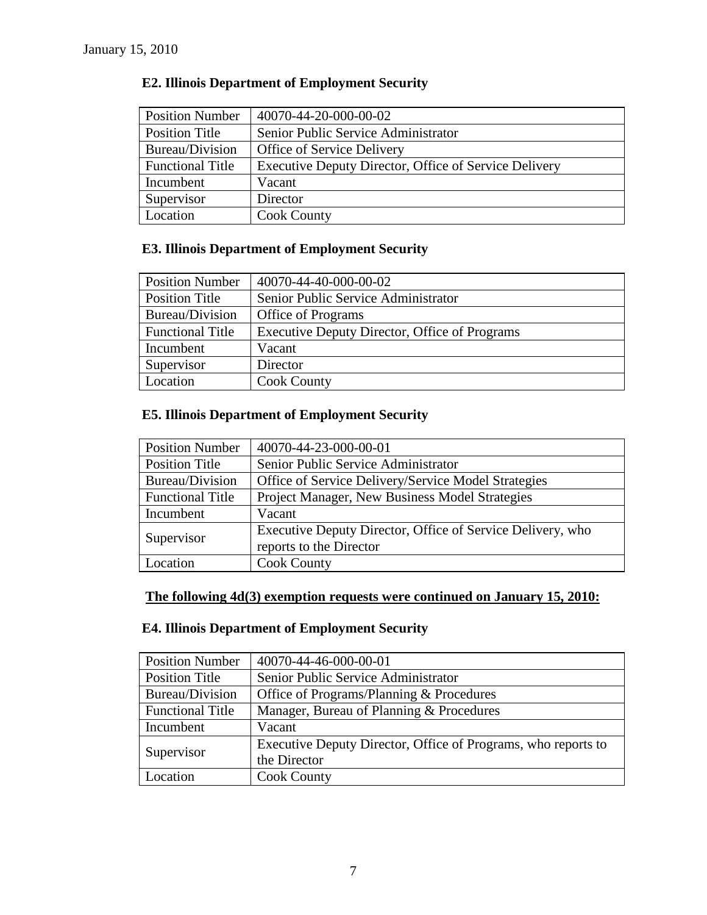January 15, 2010

### E2. Illinois Department of Employment Security

| Position Number | 40070-44-20-000-00-02 |
|---|---|
| Position Title | Senior Public Service Administrator |
| Bureau/Division | Office of Service Delivery |
| Functional Title | Executive Deputy Director, Office of Service Delivery |
| Incumbent | Vacant |
| Supervisor | Director |
| Location | Cook County |

### E3. Illinois Department of Employment Security

| Position Number | 40070-44-40-000-00-02 |
|---|---|
| Position Title | Senior Public Service Administrator |
| Bureau/Division | Office of Programs |
| Functional Title | Executive Deputy Director, Office of Programs |
| Incumbent | Vacant |
| Supervisor | Director |
| Location | Cook County |

### E5. Illinois Department of Employment Security

| Position Number | 40070-44-23-000-00-01 |
|---|---|
| Position Title | Senior Public Service Administrator |
| Bureau/Division | Office of Service Delivery/Service Model Strategies |
| Functional Title | Project Manager, New Business Model Strategies |
| Incumbent | Vacant |
| Supervisor | Executive Deputy Director, Office of Service Delivery, who reports to the Director |
| Location | Cook County |

**The following 4d(3) exemption requests were continued on January 15, 2010:**

### E4. Illinois Department of Employment Security

| Position Number | 40070-44-46-000-00-01 |
|---|---|
| Position Title | Senior Public Service Administrator |
| Bureau/Division | Office of Programs/Planning & Procedures |
| Functional Title | Manager, Bureau of Planning & Procedures |
| Incumbent | Vacant |
| Supervisor | Executive Deputy Director, Office of Programs, who reports to the Director |
| Location | Cook County |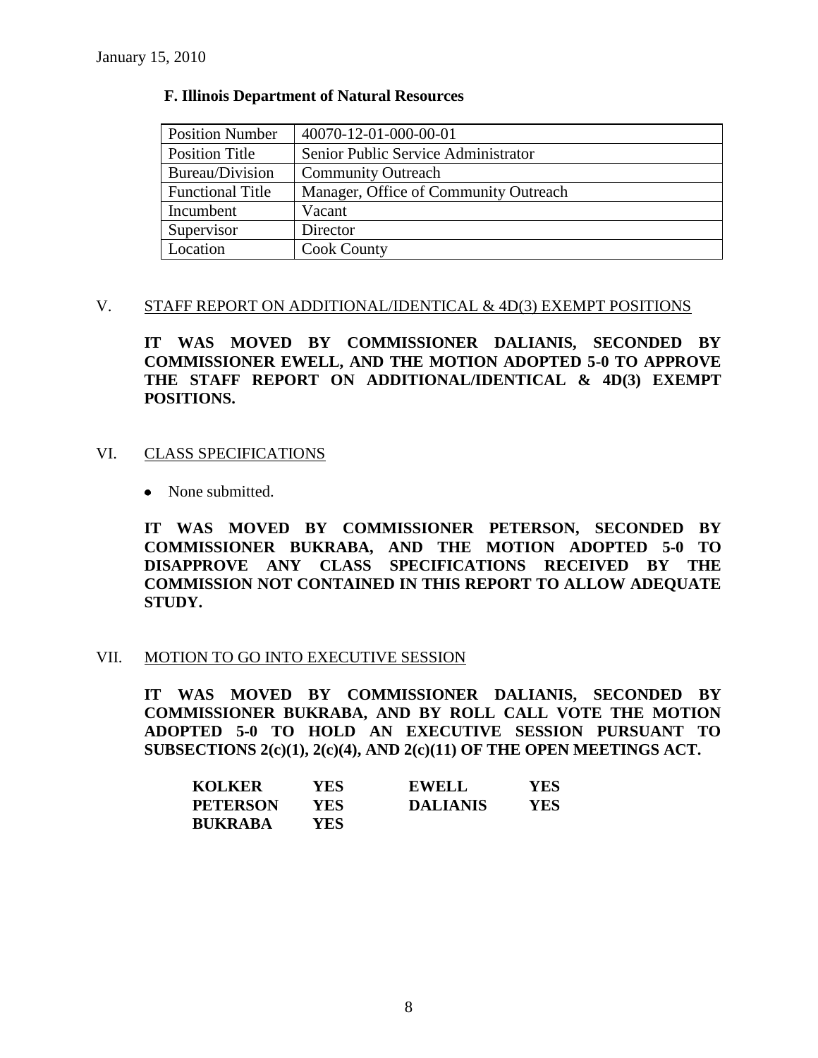January 15, 2010

**F. Illinois Department of Natural Resources**

| Position Number | 40070-12-01-000-00-01 |
|---|---|
| Position Title | Senior Public Service Administrator |
| Bureau/Division | Community Outreach |
| Functional Title | Manager, Office of Community Outreach |
| Incumbent | Vacant |
| Supervisor | Director |
| Location | Cook County |

V. STAFF REPORT ON ADDITIONAL/IDENTICAL & 4D(3) EXEMPT POSITIONS

**IT WAS MOVED BY COMMISSIONER DALIANIS, SECONDED BY COMMISSIONER EWELL, AND THE MOTION ADOPTED 5-0 TO APPROVE THE STAFF REPORT ON ADDITIONAL/IDENTICAL & 4D(3) EXEMPT POSITIONS.**

VI. CLASS SPECIFICATIONS

- None submitted.

**IT WAS MOVED BY COMMISSIONER PETERSON, SECONDED BY COMMISSIONER BUKRABA, AND THE MOTION ADOPTED 5-0 TO DISAPPROVE ANY CLASS SPECIFICATIONS RECEIVED BY THE COMMISSION NOT CONTAINED IN THIS REPORT TO ALLOW ADEQUATE STUDY.**

VII. MOTION TO GO INTO EXECUTIVE SESSION

**IT WAS MOVED BY COMMISSIONER DALIANIS, SECONDED BY COMMISSIONER BUKRABA, AND BY ROLL CALL VOTE THE MOTION ADOPTED 5-0 TO HOLD AN EXECUTIVE SESSION PURSUANT TO SUBSECTIONS 2(c)(1), 2(c)(4), AND 2(c)(11) OF THE OPEN MEETINGS ACT.**

| | | | |
|---|---|---|---|
| **KOLKER** | **YES** | **EWELL** | **YES** |
| **PETERSON** | **YES** | **DALIANIS** | **YES** |
| **BUKRABA** | **YES** | | |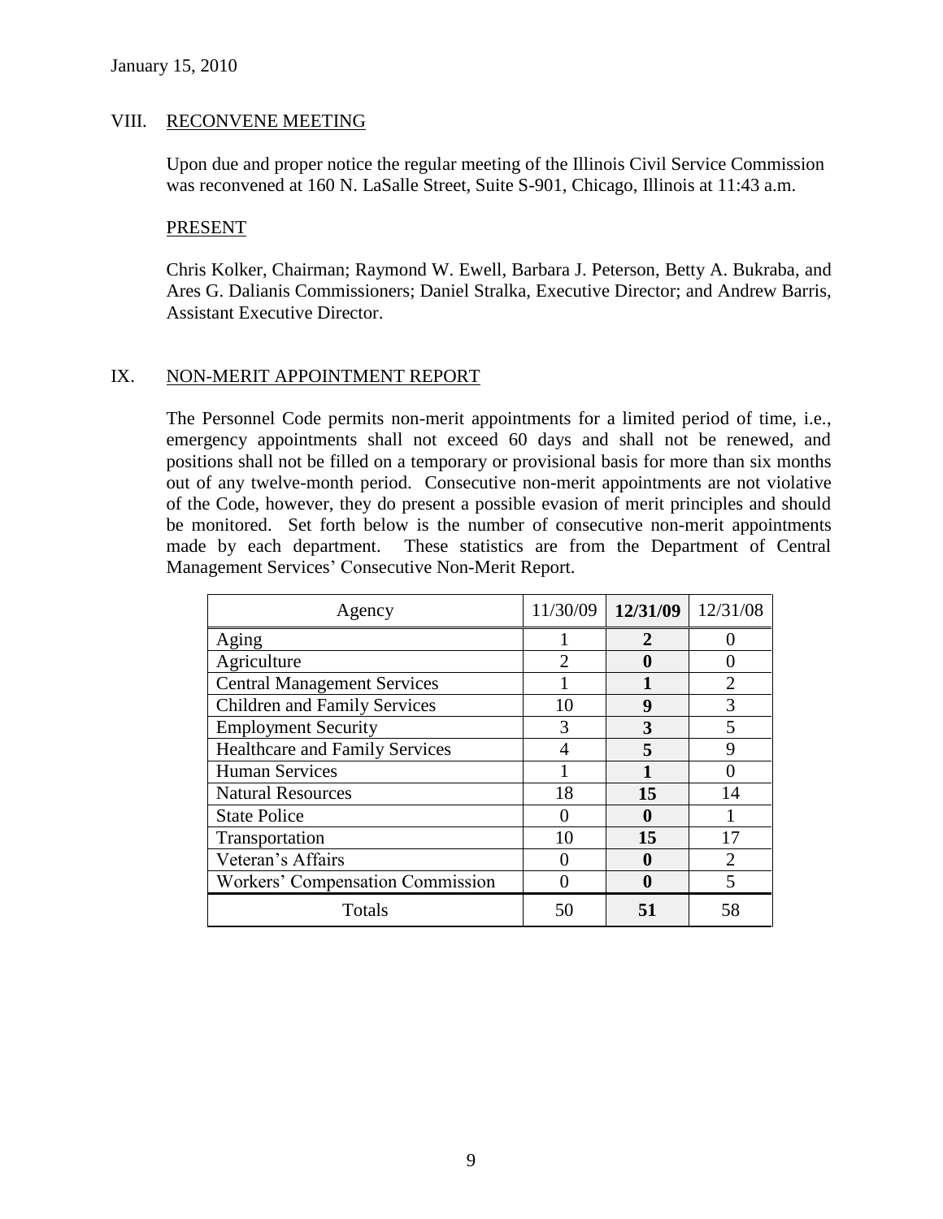January 15, 2010

## VIII. RECONVENE MEETING

Upon due and proper notice the regular meeting of the Illinois Civil Service Commission was reconvened at 160 N. LaSalle Street, Suite S-901, Chicago, Illinois at 11:43 a.m.

### PRESENT

Chris Kolker, Chairman; Raymond W. Ewell, Barbara J. Peterson, Betty A. Bukraba, and Ares G. Dalianis Commissioners; Daniel Stralka, Executive Director; and Andrew Barris, Assistant Executive Director.

## IX. NON-MERIT APPOINTMENT REPORT

The Personnel Code permits non-merit appointments for a limited period of time, i.e., emergency appointments shall not exceed 60 days and shall not be renewed, and positions shall not be filled on a temporary or provisional basis for more than six months out of any twelve-month period. Consecutive non-merit appointments are not violative of the Code, however, they do present a possible evasion of merit principles and should be monitored. Set forth below is the number of consecutive non-merit appointments made by each department. These statistics are from the Department of Central Management Services' Consecutive Non-Merit Report.

| Agency | 11/30/09 | **12/31/09** | 12/31/08 |
|---|---|---|---|
| Aging | 1 | **2** | 0 |
| Agriculture | 2 | **0** | 0 |
| Central Management Services | 1 | **1** | 2 |
| Children and Family Services | 10 | **9** | 3 |
| Employment Security | 3 | **3** | 5 |
| Healthcare and Family Services | 4 | **5** | 9 |
| Human Services | 1 | **1** | 0 |
| Natural Resources | 18 | **15** | 14 |
| State Police | 0 | **0** | 1 |
| Transportation | 10 | **15** | 17 |
| Veteran's Affairs | 0 | **0** | 2 |
| Workers' Compensation Commission | 0 | **0** | 5 |
| Totals | 50 | **51** | 58 |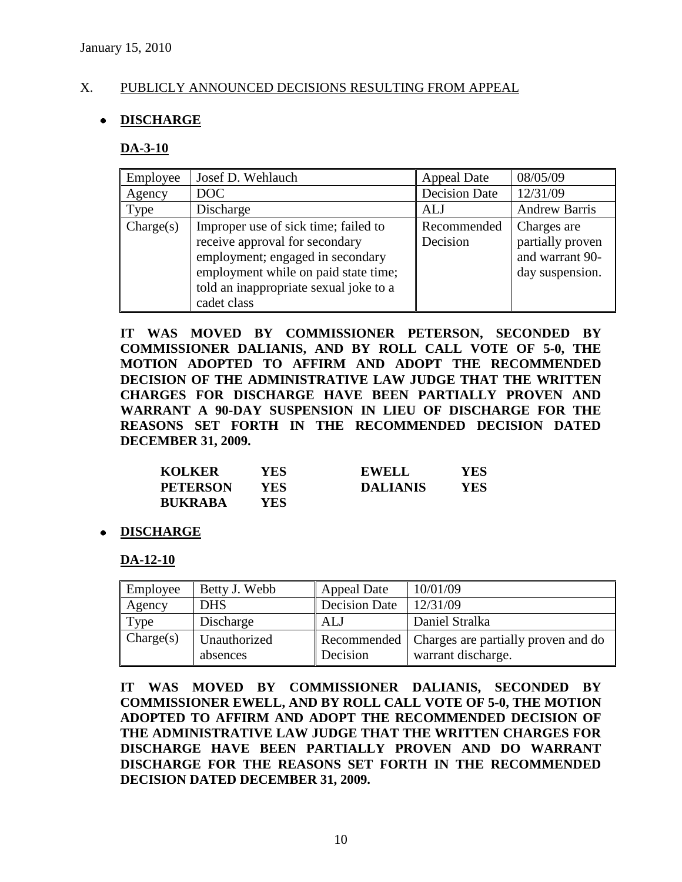January 15, 2010

## X. PUBLICLY ANNOUNCED DECISIONS RESULTING FROM APPEAL

- **DISCHARGE**

**DA-3-10**

| Employee | Josef D. Wehlauch | Appeal Date | 08/05/09 |
|---|---|---|---|
| Agency | DOC | Decision Date | 12/31/09 |
| Type | Discharge | ALJ | Andrew Barris |
| Charge(s) | Improper use of sick time; failed to receive approval for secondary employment; engaged in secondary employment while on paid state time; told an inappropriate sexual joke to a cadet class | Recommended Decision | Charges are partially proven and warrant 90-day suspension. |

**IT WAS MOVED BY COMMISSIONER PETERSON, SECONDED BY COMMISSIONER DALIANIS, AND BY ROLL CALL VOTE OF 5-0, THE MOTION ADOPTED TO AFFIRM AND ADOPT THE RECOMMENDED DECISION OF THE ADMINISTRATIVE LAW JUDGE THAT THE WRITTEN CHARGES FOR DISCHARGE HAVE BEEN PARTIALLY PROVEN AND WARRANT A 90-DAY SUSPENSION IN LIEU OF DISCHARGE FOR THE REASONS SET FORTH IN THE RECOMMENDED DECISION DATED DECEMBER 31, 2009.**

| | | | |
|---|---|---|---|
| **KOLKER** | **YES** | **EWELL** | **YES** |
| **PETERSON** | **YES** | **DALIANIS** | **YES** |
| **BUKRABA** | **YES** | | |

- **DISCHARGE**

**DA-12-10**

| Employee | Betty J. Webb | Appeal Date | 10/01/09 |
|---|---|---|---|
| Agency | DHS | Decision Date | 12/31/09 |
| Type | Discharge | ALJ | Daniel Stralka |
| Charge(s) | Unauthorized absences | Recommended Decision | Charges are partially proven and do warrant discharge. |

**IT WAS MOVED BY COMMISSIONER DALIANIS, SECONDED BY COMMISSIONER EWELL, AND BY ROLL CALL VOTE OF 5-0, THE MOTION ADOPTED TO AFFIRM AND ADOPT THE RECOMMENDED DECISION OF THE ADMINISTRATIVE LAW JUDGE THAT THE WRITTEN CHARGES FOR DISCHARGE HAVE BEEN PARTIALLY PROVEN AND DO WARRANT DISCHARGE FOR THE REASONS SET FORTH IN THE RECOMMENDED DECISION DATED DECEMBER 31, 2009.**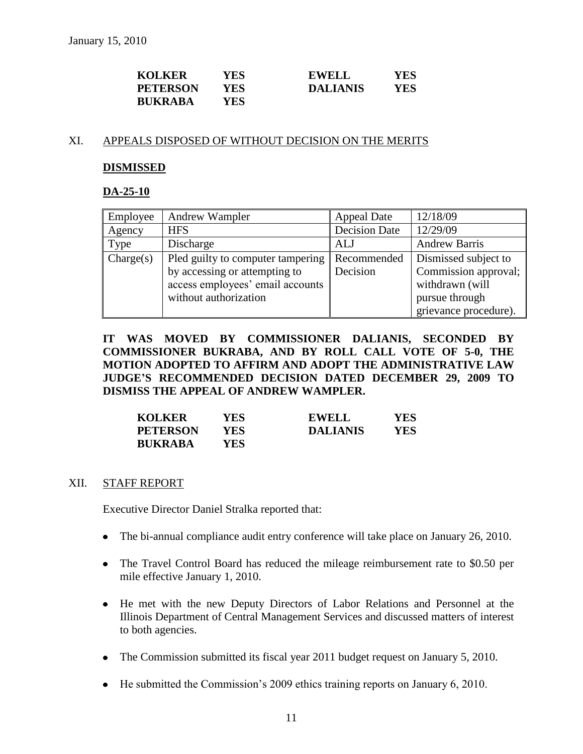| | | | |
|---|---|---|---|
| **KOLKER** | **YES** | **EWELL** | **YES** |
| **PETERSON** | **YES** | **DALIANIS** | **YES** |
| **BUKRABA** | **YES** | | |

XI. APPEALS DISPOSED OF WITHOUT DECISION ON THE MERITS

**DISMISSED**

**DA-25-10**

| | | | |
|---|---|---|---|
| Employee | Andrew Wampler | Appeal Date | 12/18/09 |
| Agency | HFS | Decision Date | 12/29/09 |
| Type | Discharge | ALJ | Andrew Barris |
| Charge(s) | Pled guilty to computer tampering by accessing or attempting to access employees' email accounts without authorization | Recommended Decision | Dismissed subject to Commission approval; withdrawn (will pursue through grievance procedure). |

**IT WAS MOVED BY COMMISSIONER DALIANIS, SECONDED BY COMMISSIONER BUKRABA, AND BY ROLL CALL VOTE OF 5-0, THE MOTION ADOPTED TO AFFIRM AND ADOPT THE ADMINISTRATIVE LAW JUDGE'S RECOMMENDED DECISION DATED DECEMBER 29, 2009 TO DISMISS THE APPEAL OF ANDREW WAMPLER.**

| | | | |
|---|---|---|---|
| **KOLKER** | **YES** | **EWELL** | **YES** |
| **PETERSON** | **YES** | **DALIANIS** | **YES** |
| **BUKRABA** | **YES** | | |

XII. STAFF REPORT

Executive Director Daniel Stralka reported that:

- The bi-annual compliance audit entry conference will take place on January 26, 2010.
- The Travel Control Board has reduced the mileage reimbursement rate to $0.50 per mile effective January 1, 2010.
- He met with the new Deputy Directors of Labor Relations and Personnel at the Illinois Department of Central Management Services and discussed matters of interest to both agencies.
- The Commission submitted its fiscal year 2011 budget request on January 5, 2010.
- He submitted the Commission's 2009 ethics training reports on January 6, 2010.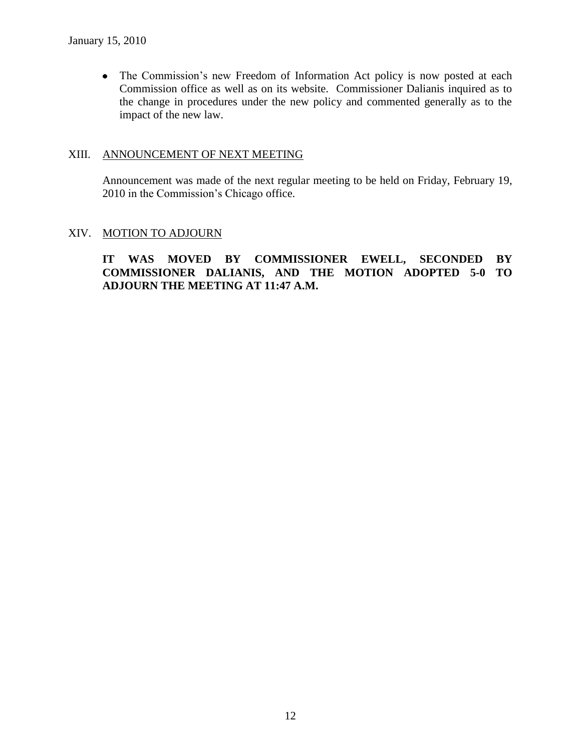- The Commission's new Freedom of Information Act policy is now posted at each Commission office as well as on its website. Commissioner Dalianis inquired as to the change in procedures under the new policy and commented generally as to the impact of the new law.

## XIII. ANNOUNCEMENT OF NEXT MEETING

Announcement was made of the next regular meeting to be held on Friday, February 19, 2010 in the Commission's Chicago office.

## XIV. MOTION TO ADJOURN

**IT WAS MOVED BY COMMISSIONER EWELL, SECONDED BY COMMISSIONER DALIANIS, AND THE MOTION ADOPTED 5-0 TO ADJOURN THE MEETING AT 11:47 A.M.**